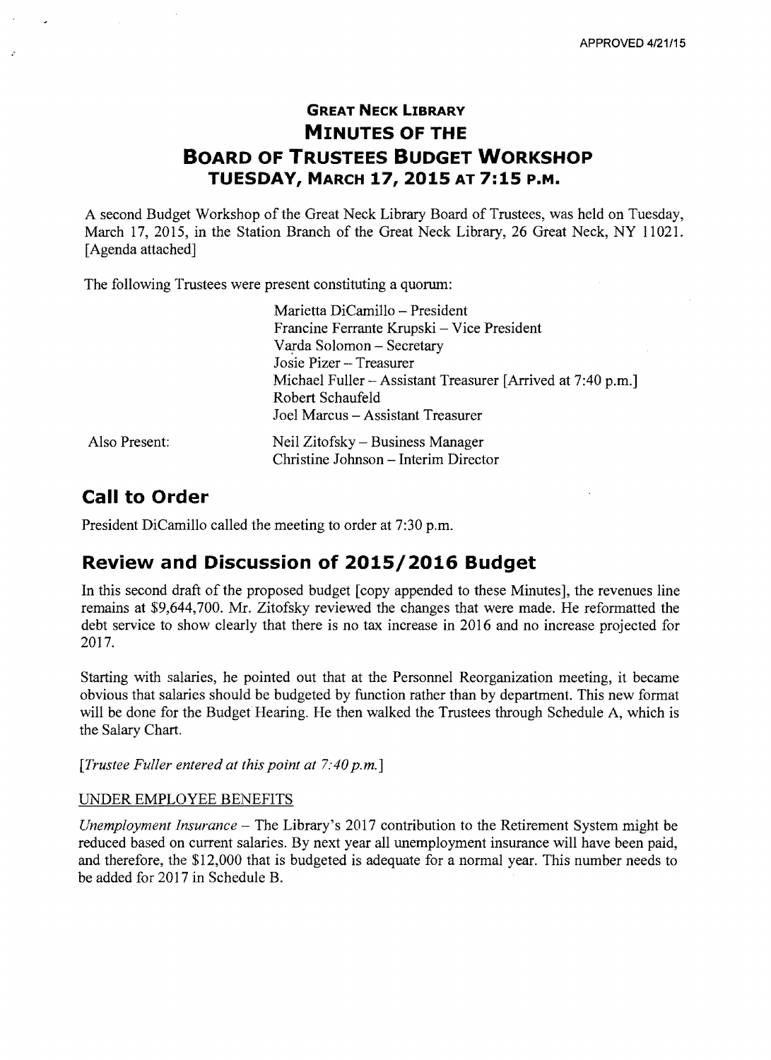APPROVED 4/21/15

# GREAT NECK LIBRARY
# MINUTES OF THE
# BOARD OF TRUSTEES BUDGET WORKSHOP
## TUESDAY, MARCH 17, 2015 AT 7:15 P.M.

A second Budget Workshop of the Great Neck Library Board of Trustees, was held on Tuesday, March 17, 2015, in the Station Branch of the Great Neck Library, 26 Great Neck, NY 11021. [Agenda attached]

The following Trustees were present constituting a quorum:

Marietta DiCamillo – President
Francine Ferrante Krupski – Vice President
Varda Solomon – Secretary
Josie Pizer – Treasurer
Michael Fuller – Assistant Treasurer [Arrived at 7:40 p.m.]
Robert Schaufeld
Joel Marcus – Assistant Treasurer

Also Present:
Neil Zitofsky – Business Manager
Christine Johnson – Interim Director

## Call to Order

President DiCamillo called the meeting to order at 7:30 p.m.

## Review and Discussion of 2015/2016 Budget

In this second draft of the proposed budget [copy appended to these Minutes], the revenues line remains at $9,644,700. Mr. Zitofsky reviewed the changes that were made. He reformatted the debt service to show clearly that there is no tax increase in 2016 and no increase projected for 2017.

Starting with salaries, he pointed out that at the Personnel Reorganization meeting, it became obvious that salaries should be budgeted by function rather than by department. This new format will be done for the Budget Hearing. He then walked the Trustees through Schedule A, which is the Salary Chart.

*[Trustee Fuller entered at this point at 7:40 p.m.]*

UNDER EMPLOYEE BENEFITS

*Unemployment Insurance* – The Library's 2017 contribution to the Retirement System might be reduced based on current salaries. By next year all unemployment insurance will have been paid, and therefore, the $12,000 that is budgeted is adequate for a normal year. This number needs to be added for 2017 in Schedule B.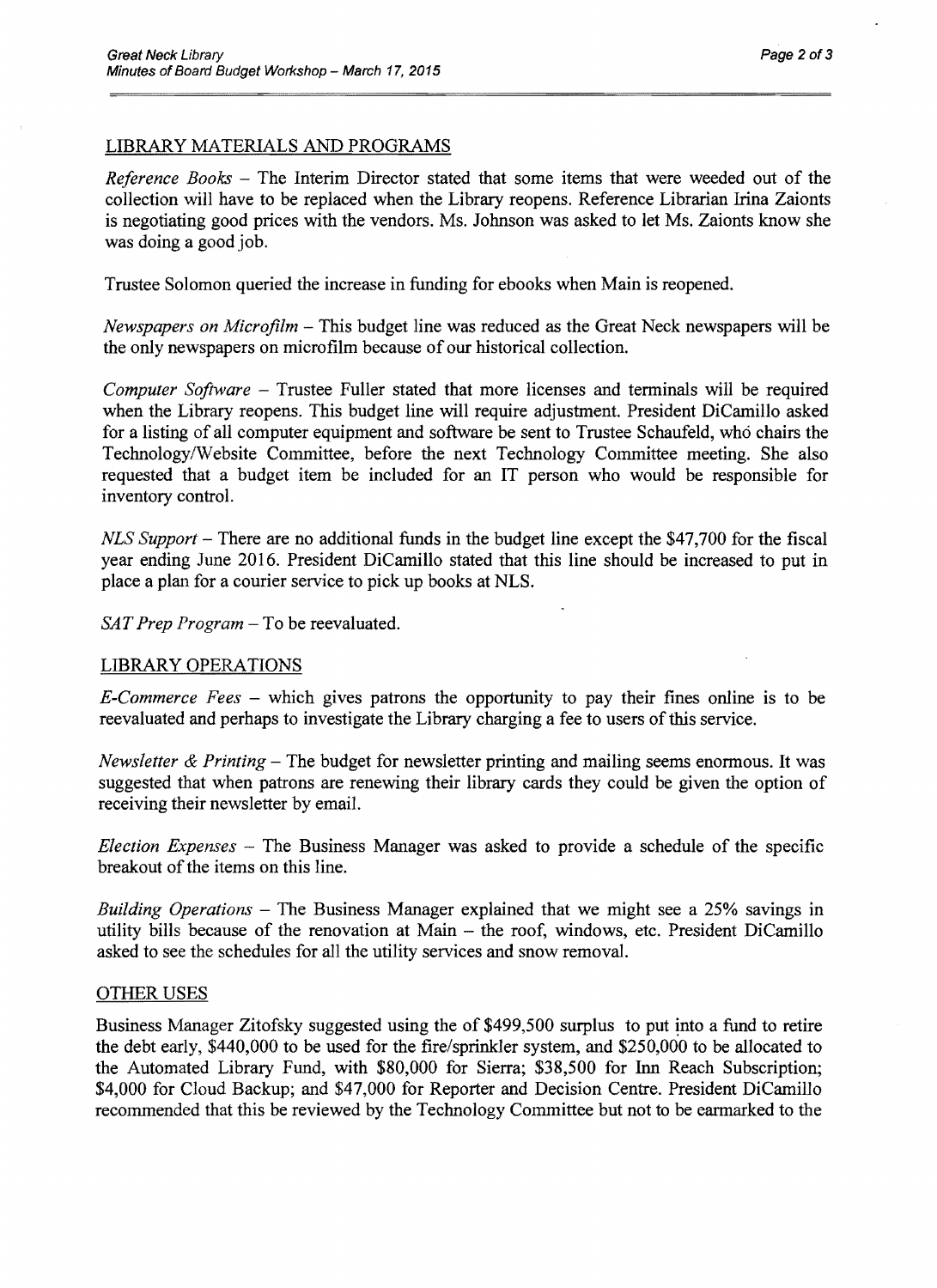## LIBRARY MATERIALS AND PROGRAMS

*Reference Books* – The Interim Director stated that some items that were weeded out of the collection will have to be replaced when the Library reopens. Reference Librarian Irina Zaionts is negotiating good prices with the vendors. Ms. Johnson was asked to let Ms. Zaionts know she was doing a good job.

Trustee Solomon queried the increase in funding for ebooks when Main is reopened.

*Newspapers on Microfilm* – This budget line was reduced as the Great Neck newspapers will be the only newspapers on microfilm because of our historical collection.

*Computer Software* – Trustee Fuller stated that more licenses and terminals will be required when the Library reopens. This budget line will require adjustment. President DiCamillo asked for a listing of all computer equipment and software be sent to Trustee Schaufeld, who chairs the Technology/Website Committee, before the next Technology Committee meeting. She also requested that a budget item be included for an IT person who would be responsible for inventory control.

*NLS Support* – There are no additional funds in the budget line except the $47,700 for the fiscal year ending June 2016. President DiCamillo stated that this line should be increased to put in place a plan for a courier service to pick up books at NLS.

*SAT Prep Program* – To be reevaluated.

## LIBRARY OPERATIONS

*E-Commerce Fees* – which gives patrons the opportunity to pay their fines online is to be reevaluated and perhaps to investigate the Library charging a fee to users of this service.

*Newsletter & Printing* – The budget for newsletter printing and mailing seems enormous. It was suggested that when patrons are renewing their library cards they could be given the option of receiving their newsletter by email.

*Election Expenses* – The Business Manager was asked to provide a schedule of the specific breakout of the items on this line.

*Building Operations* – The Business Manager explained that we might see a 25% savings in utility bills because of the renovation at Main – the roof, windows, etc. President DiCamillo asked to see the schedules for all the utility services and snow removal.

## OTHER USES

Business Manager Zitofsky suggested using the of $499,500 surplus to put into a fund to retire the debt early, $440,000 to be used for the fire/sprinkler system, and $250,000 to be allocated to the Automated Library Fund, with $80,000 for Sierra; $38,500 for Inn Reach Subscription; $4,000 for Cloud Backup; and $47,000 for Reporter and Decision Centre. President DiCamillo recommended that this be reviewed by the Technology Committee but not to be earmarked to the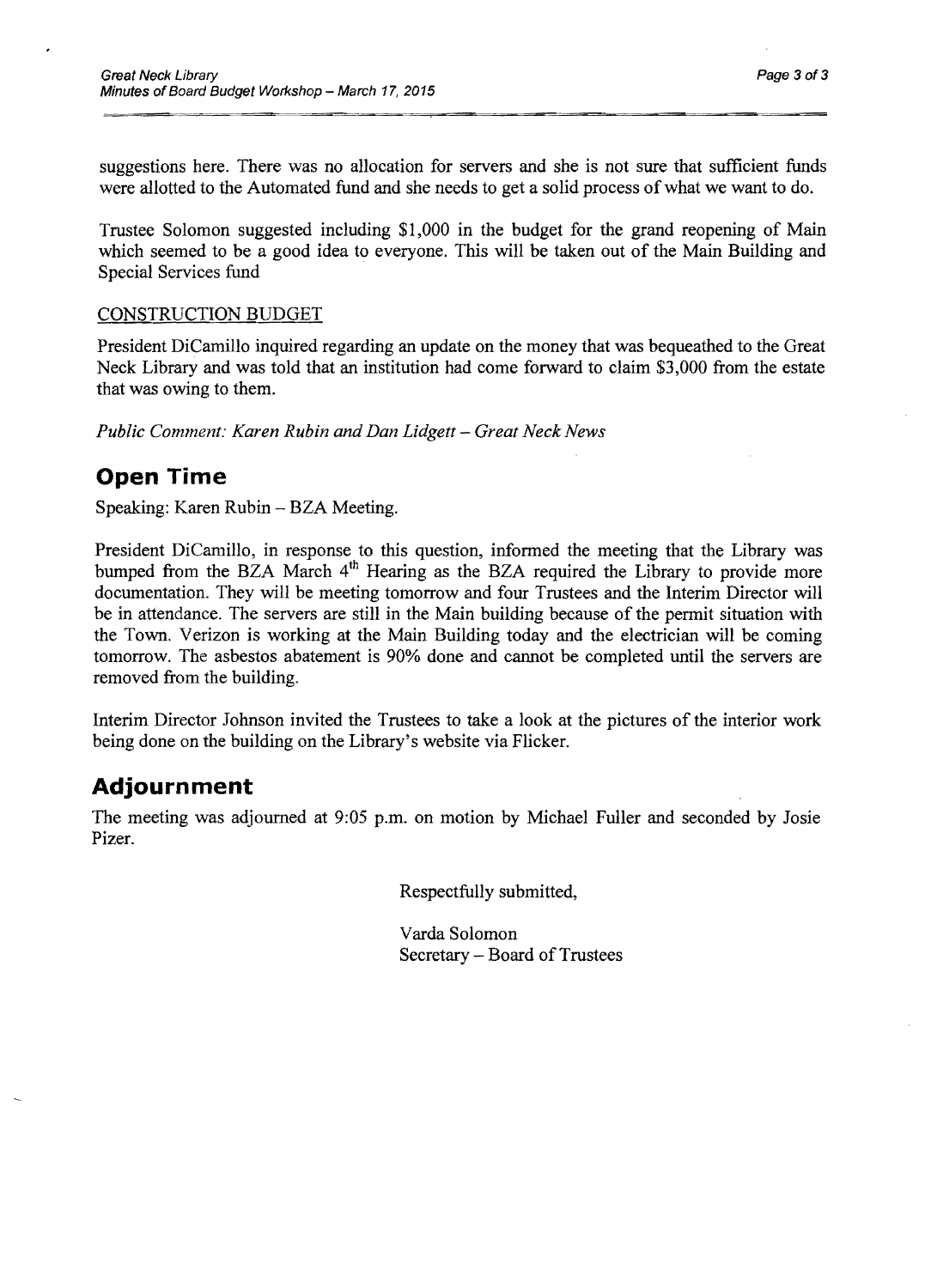suggestions here. There was no allocation for servers and she is not sure that sufficient funds were allotted to the Automated fund and she needs to get a solid process of what we want to do.

Trustee Solomon suggested including $1,000 in the budget for the grand reopening of Main which seemed to be a good idea to everyone. This will be taken out of the Main Building and Special Services fund

CONSTRUCTION BUDGET

President DiCamillo inquired regarding an update on the money that was bequeathed to the Great Neck Library and was told that an institution had come forward to claim $3,000 from the estate that was owing to them.

*Public Comment: Karen Rubin and Dan Lidgett – Great Neck News*

## Open Time

Speaking: Karen Rubin – BZA Meeting.

President DiCamillo, in response to this question, informed the meeting that the Library was bumped from the BZA March 4th Hearing as the BZA required the Library to provide more documentation. They will be meeting tomorrow and four Trustees and the Interim Director will be in attendance. The servers are still in the Main building because of the permit situation with the Town. Verizon is working at the Main Building today and the electrician will be coming tomorrow. The asbestos abatement is 90% done and cannot be completed until the servers are removed from the building.

Interim Director Johnson invited the Trustees to take a look at the pictures of the interior work being done on the building on the Library's website via Flicker.

## Adjournment

The meeting was adjourned at 9:05 p.m. on motion by Michael Fuller and seconded by Josie Pizer.

Respectfully submitted,

Varda Solomon
Secretary – Board of Trustees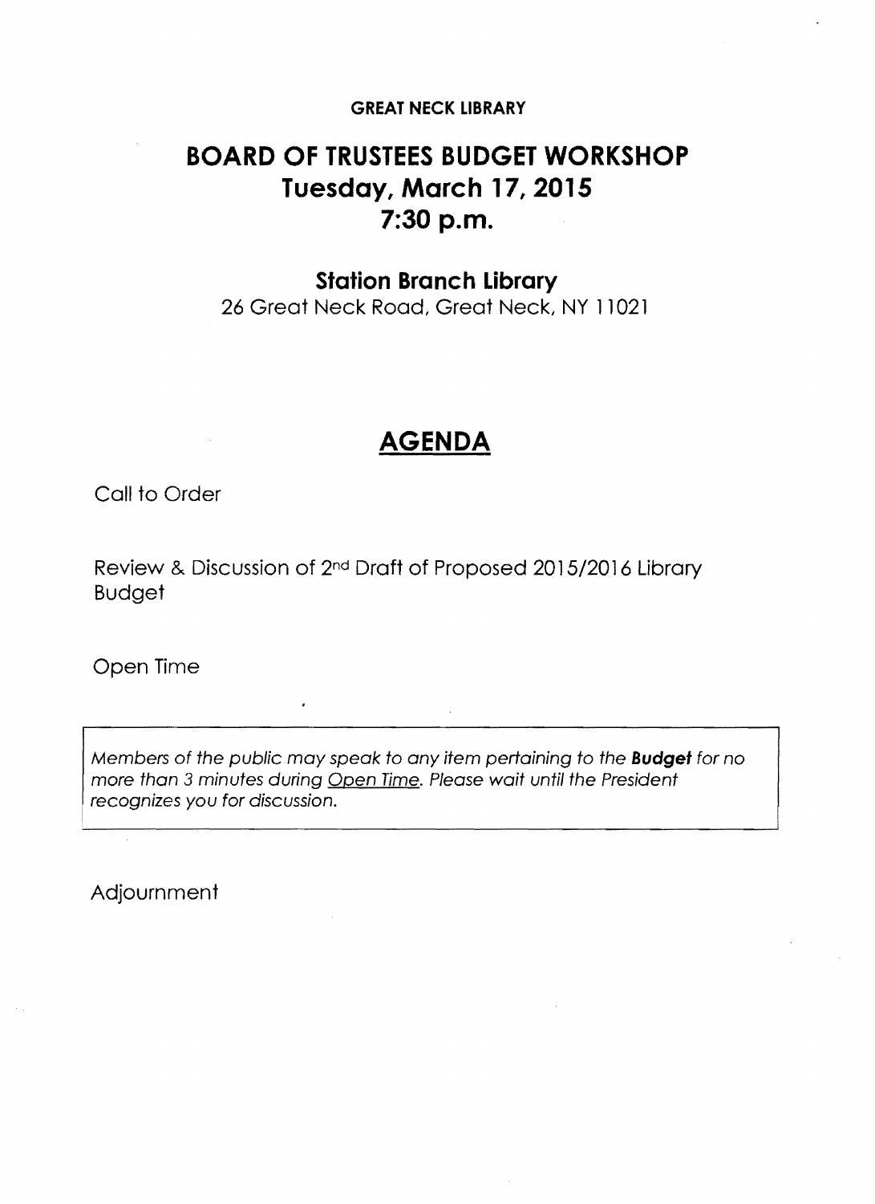**GREAT NECK LIBRARY**

# BOARD OF TRUSTEES BUDGET WORKSHOP
# Tuesday, March 17, 2015
# 7:30 p.m.

### Station Branch Library

26 Great Neck Road, Great Neck, NY 11021

## AGENDA

Call to Order

Review & Discussion of 2nd Draft of Proposed 2015/2016 Library Budget

Open Time

*Members of the public may speak to any item pertaining to the **Budget** for no more than 3 minutes during Open Time. Please wait until the President recognizes you for discussion.*

Adjournment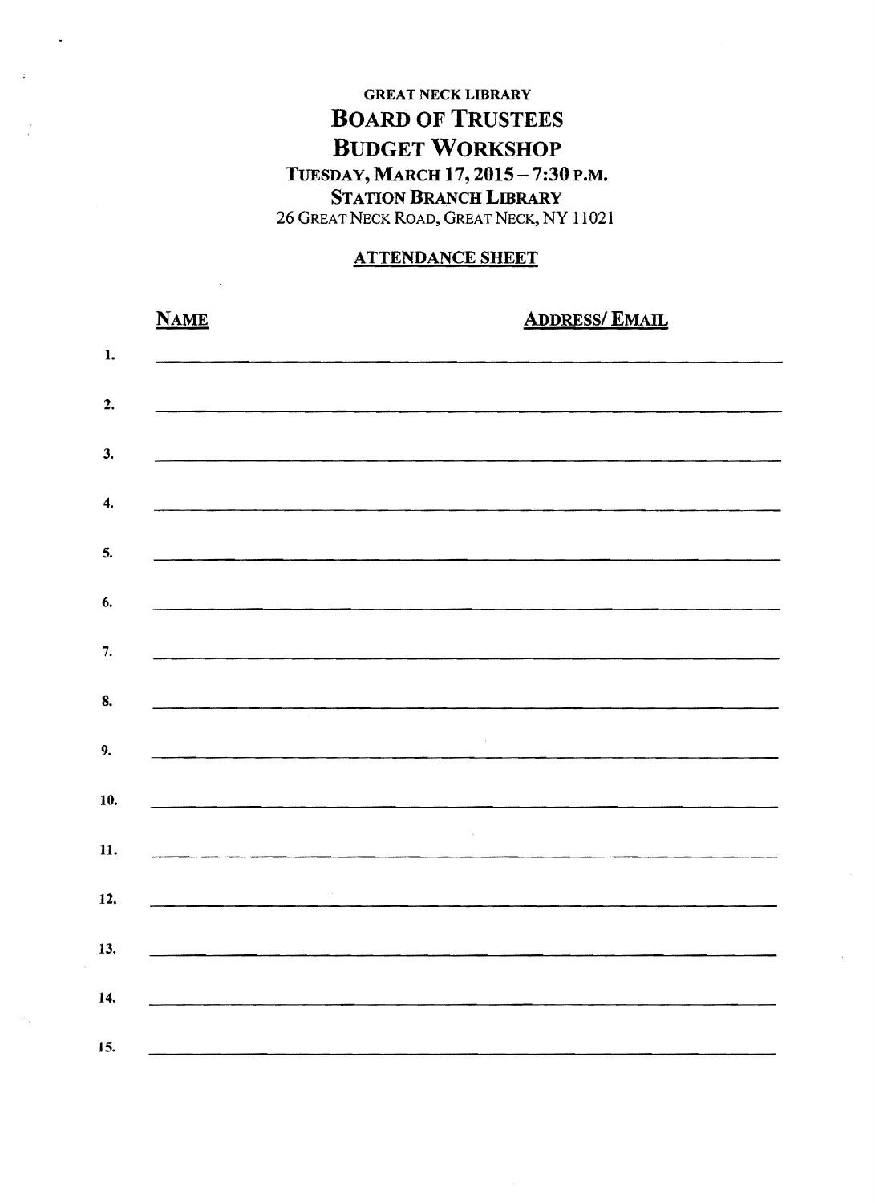GREAT NECK LIBRARY

# BOARD OF TRUSTEES

# BUDGET WORKSHOP

## TUESDAY, MARCH 17, 2015 – 7:30 P.M.

## STATION BRANCH LIBRARY

26 GREAT NECK ROAD, GREAT NECK, NY 11021

## ATTENDANCE SHEET

| | NAME | ADDRESS/ EMAIL |
|---|---|---|
| 1. | | |
| 2. | | |
| 3. | | |
| 4. | | |
| 5. | | |
| 6. | | |
| 7. | | |
| 8. | | |
| 9. | | |
| 10. | | |
| 11. | | |
| 12. | | |
| 13. | | |
| 14. | | |
| 15. | | |